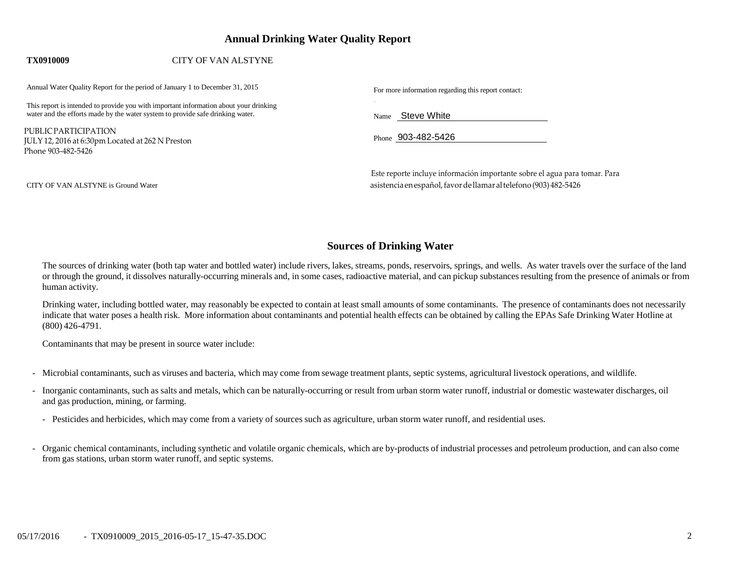# Annual Drinking Water Quality Report

**TX0910009** CITY OF VAN ALSTYNE

Annual Water Quality Report for the period of January 1 to December 31, 2015

This report is intended to provide you with important information about your drinking water and the efforts made by the water system to provide safe drinking water.

PUBLIC PARTICIPATION
JULY 12, 2016 at 6:30pm Located at 262 N Preston
Phone 903-482-5426

CITY OF VAN ALSTYNE is Ground Water

For more information regarding this report contact:

Name Steve White

Phone 903-482-5426

Este reporte incluye información importante sobre el agua para tomar. Para asistencia en español, favor de llamar al telefono (903) 482-5426

## Sources of Drinking Water

The sources of drinking water (both tap water and bottled water) include rivers, lakes, streams, ponds, reservoirs, springs, and wells. As water travels over the surface of the land or through the ground, it dissolves naturally-occurring minerals and, in some cases, radioactive material, and can pickup substances resulting from the presence of animals or from human activity.

Drinking water, including bottled water, may reasonably be expected to contain at least small amounts of some contaminants. The presence of contaminants does not necessarily indicate that water poses a health risk. More information about contaminants and potential health effects can be obtained by calling the EPAs Safe Drinking Water Hotline at (800) 426-4791.

Contaminants that may be present in source water include:

- Microbial contaminants, such as viruses and bacteria, which may come from sewage treatment plants, septic systems, agricultural livestock operations, and wildlife.
- Inorganic contaminants, such as salts and metals, which can be naturally-occurring or result from urban storm water runoff, industrial or domestic wastewater discharges, oil and gas production, mining, or farming.
  - Pesticides and herbicides, which may come from a variety of sources such as agriculture, urban storm water runoff, and residential uses.
- Organic chemical contaminants, including synthetic and volatile organic chemicals, which are by-products of industrial processes and petroleum production, and can also come from gas stations, urban storm water runoff, and septic systems.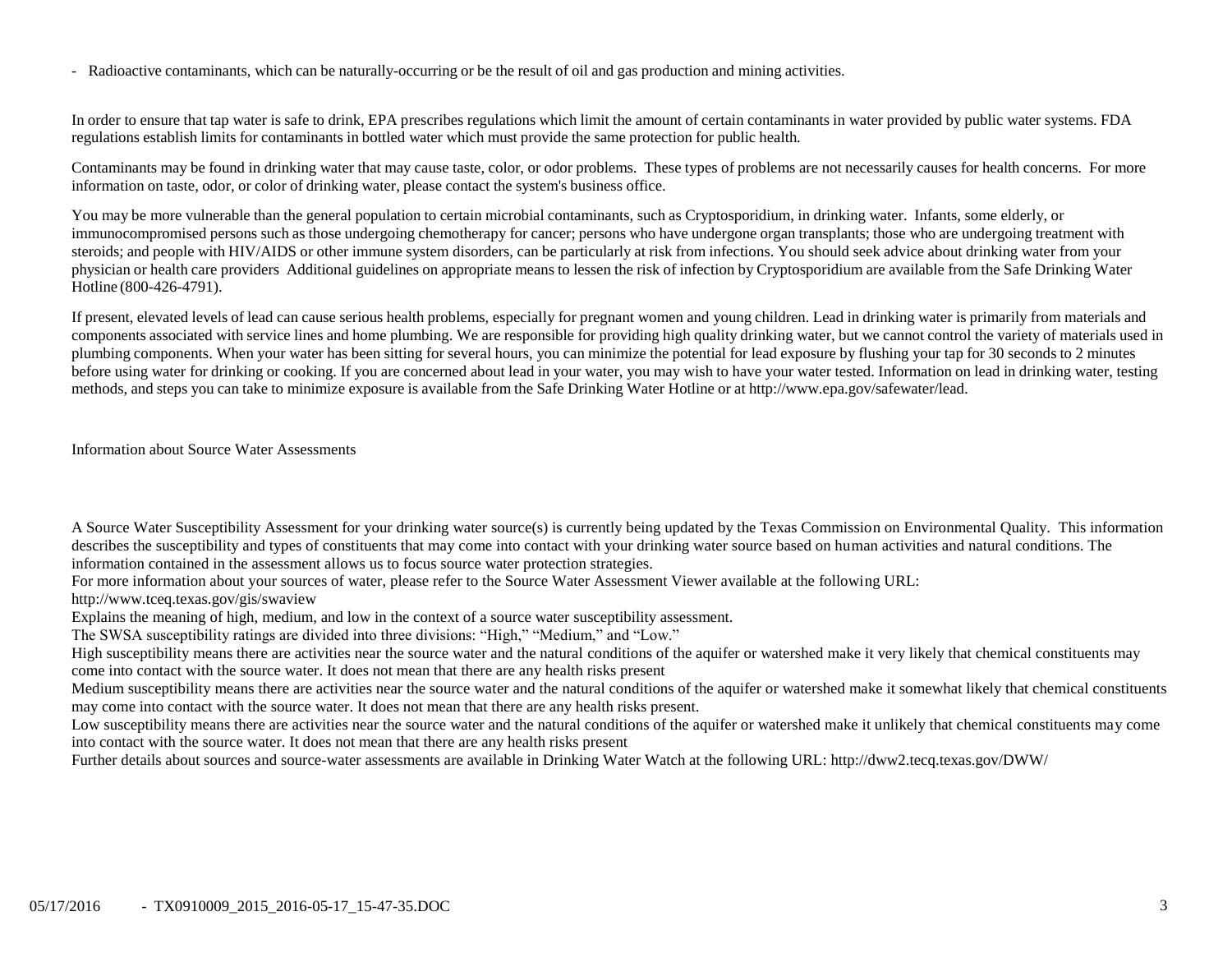- Radioactive contaminants, which can be naturally-occurring or be the result of oil and gas production and mining activities.

In order to ensure that tap water is safe to drink, EPA prescribes regulations which limit the amount of certain contaminants in water provided by public water systems. FDA regulations establish limits for contaminants in bottled water which must provide the same protection for public health.

Contaminants may be found in drinking water that may cause taste, color, or odor problems. These types of problems are not necessarily causes for health concerns. For more information on taste, odor, or color of drinking water, please contact the system's business office.

You may be more vulnerable than the general population to certain microbial contaminants, such as Cryptosporidium, in drinking water. Infants, some elderly, or immunocompromised persons such as those undergoing chemotherapy for cancer; persons who have undergone organ transplants; those who are undergoing treatment with steroids; and people with HIV/AIDS or other immune system disorders, can be particularly at risk from infections. You should seek advice about drinking water from your physician or health care providers Additional guidelines on appropriate means to lessen the risk of infection by Cryptosporidium are available from the Safe Drinking Water Hotline (800-426-4791).

If present, elevated levels of lead can cause serious health problems, especially for pregnant women and young children. Lead in drinking water is primarily from materials and components associated with service lines and home plumbing. We are responsible for providing high quality drinking water, but we cannot control the variety of materials used in plumbing components. When your water has been sitting for several hours, you can minimize the potential for lead exposure by flushing your tap for 30 seconds to 2 minutes before using water for drinking or cooking. If you are concerned about lead in your water, you may wish to have your water tested. Information on lead in drinking water, testing methods, and steps you can take to minimize exposure is available from the Safe Drinking Water Hotline or at http://www.epa.gov/safewater/lead.

## Information about Source Water Assessments

A Source Water Susceptibility Assessment for your drinking water source(s) is currently being updated by the Texas Commission on Environmental Quality. This information describes the susceptibility and types of constituents that may come into contact with your drinking water source based on human activities and natural conditions. The information contained in the assessment allows us to focus source water protection strategies.

For more information about your sources of water, please refer to the Source Water Assessment Viewer available at the following URL:

http://www.tceq.texas.gov/gis/swaview

Explains the meaning of high, medium, and low in the context of a source water susceptibility assessment.

The SWSA susceptibility ratings are divided into three divisions: "High," "Medium," and "Low."

High susceptibility means there are activities near the source water and the natural conditions of the aquifer or watershed make it very likely that chemical constituents may come into contact with the source water. It does not mean that there are any health risks present

Medium susceptibility means there are activities near the source water and the natural conditions of the aquifer or watershed make it somewhat likely that chemical constituents may come into contact with the source water. It does not mean that there are any health risks present.

Low susceptibility means there are activities near the source water and the natural conditions of the aquifer or watershed make it unlikely that chemical constituents may come into contact with the source water. It does not mean that there are any health risks present

Further details about sources and source-water assessments are available in Drinking Water Watch at the following URL: http://dww2.tecq.texas.gov/DWW/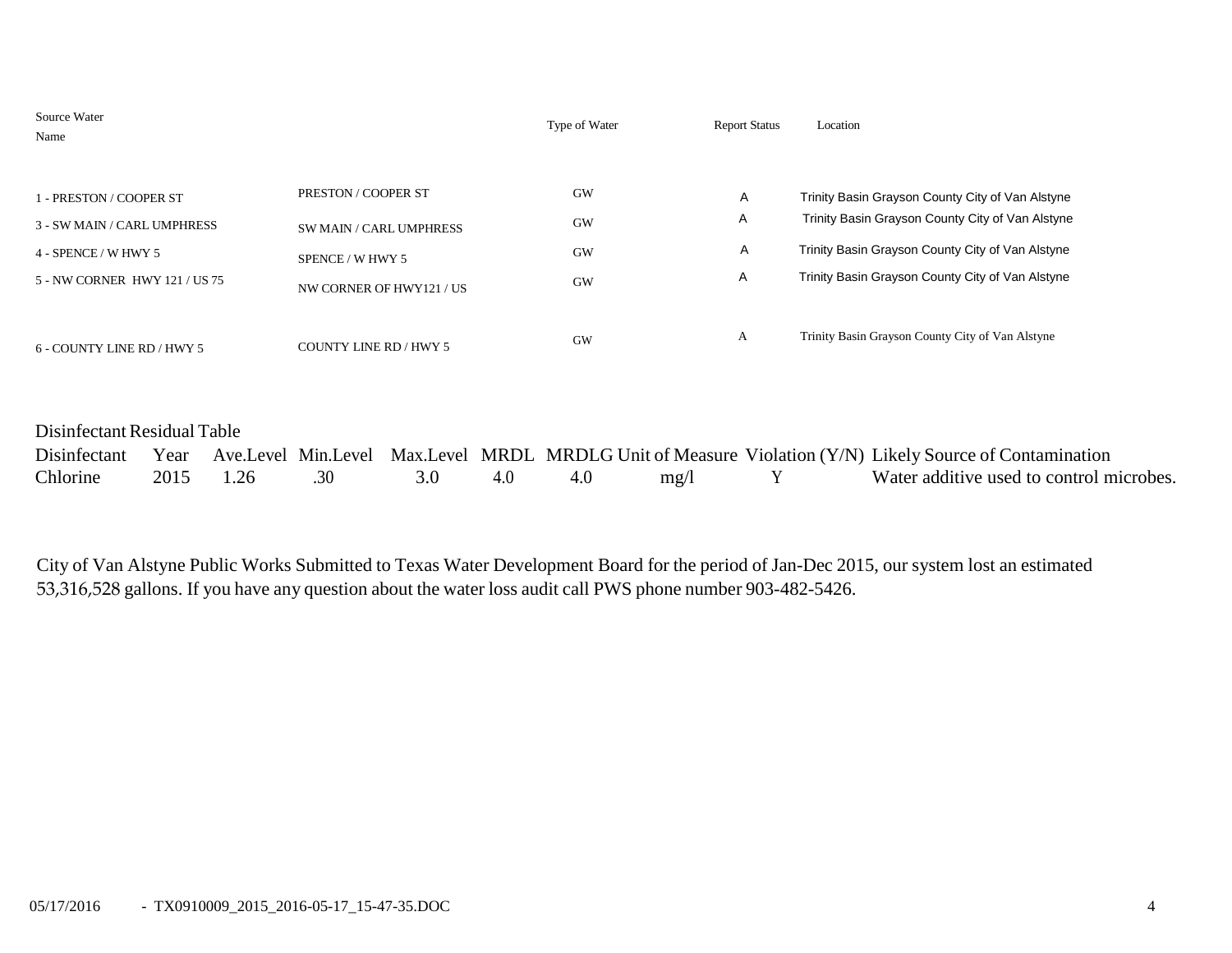| Source Water Name | | Type of Water | Report Status | Location |
|---|---|---|---|---|
| 1 - PRESTON / COOPER ST | PRESTON / COOPER ST | GW | A | Trinity Basin Grayson County City of Van Alstyne |
| 3 - SW MAIN / CARL UMPHRESS | SW MAIN / CARL UMPHRESS | GW | A | Trinity Basin Grayson County City of Van Alstyne |
| 4 - SPENCE / W HWY 5 | SPENCE / W HWY 5 | GW | A | Trinity Basin Grayson County City of Van Alstyne |
| 5 - NW CORNER HWY 121 / US 75 | NW CORNER OF HWY121 / US | GW | A | Trinity Basin Grayson County City of Van Alstyne |
| 6 - COUNTY LINE RD / HWY 5 | COUNTY LINE RD / HWY 5 | GW | A | Trinity Basin Grayson County City of Van Alstyne |

Disinfectant Residual Table

| Disinfectant | Year | Ave.Level | Min.Level | Max.Level | MRDL | MRDLG | Unit of Measure | Violation (Y/N) | Likely Source of Contamination |
|---|---|---|---|---|---|---|---|---|---|
| Chlorine | 2015 | 1.26 | .30 | 3.0 | 4.0 | 4.0 | mg/l | Y | Water additive used to control microbes. |

City of Van Alstyne Public Works Submitted to Texas Water Development Board for the period of Jan-Dec 2015, our system lost an estimated 53,316,528 gallons. If you have any question about the water loss audit call PWS phone number 903-482-5426.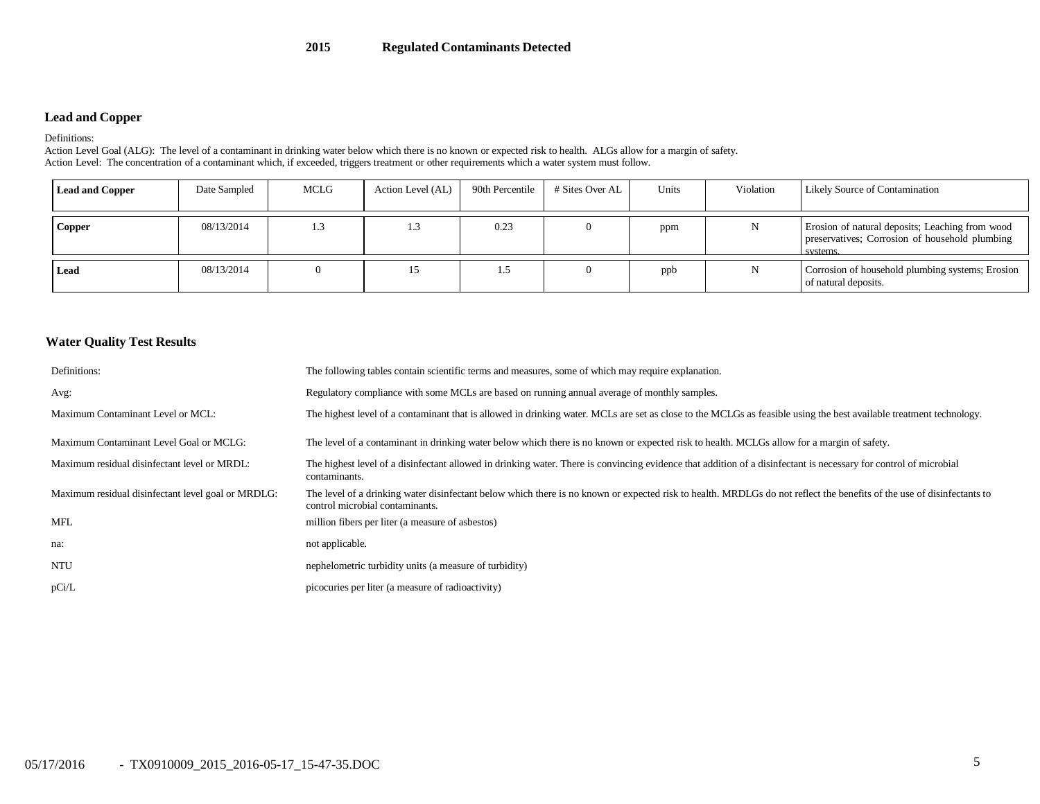# 2015 Regulated Contaminants Detected

## Lead and Copper

Definitions:
Action Level Goal (ALG): The level of a contaminant in drinking water below which there is no known or expected risk to health. ALGs allow for a margin of safety.
Action Level: The concentration of a contaminant which, if exceeded, triggers treatment or other requirements which a water system must follow.

| Lead and Copper | Date Sampled | MCLG | Action Level (AL) | 90th Percentile | # Sites Over AL | Units | Violation | Likely Source of Contamination |
|---|---|---|---|---|---|---|---|---|
| **Copper** | 08/13/2014 | 1.3 | 1.3 | 0.23 | 0 | ppm | N | Erosion of natural deposits; Leaching from wood preservatives; Corrosion of household plumbing systems. |
| **Lead** | 08/13/2014 | 0 | 15 | 1.5 | 0 | ppb | N | Corrosion of household plumbing systems; Erosion of natural deposits. |

## Water Quality Test Results

| | |
|---|---|
| Definitions: | The following tables contain scientific terms and measures, some of which may require explanation. |
| Avg: | Regulatory compliance with some MCLs are based on running annual average of monthly samples. |
| Maximum Contaminant Level or MCL: | The highest level of a contaminant that is allowed in drinking water. MCLs are set as close to the MCLGs as feasible using the best available treatment technology. |
| Maximum Contaminant Level Goal or MCLG: | The level of a contaminant in drinking water below which there is no known or expected risk to health. MCLGs allow for a margin of safety. |
| Maximum residual disinfectant level or MRDL: | The highest level of a disinfectant allowed in drinking water. There is convincing evidence that addition of a disinfectant is necessary for control of microbial contaminants. |
| Maximum residual disinfectant level goal or MRDLG: | The level of a drinking water disinfectant below which there is no known or expected risk to health. MRDLGs do not reflect the benefits of the use of disinfectants to control microbial contaminants. |
| MFL | million fibers per liter (a measure of asbestos) |
| na: | not applicable. |
| NTU | nephelometric turbidity units (a measure of turbidity) |
| pCi/L | picocuries per liter (a measure of radioactivity) |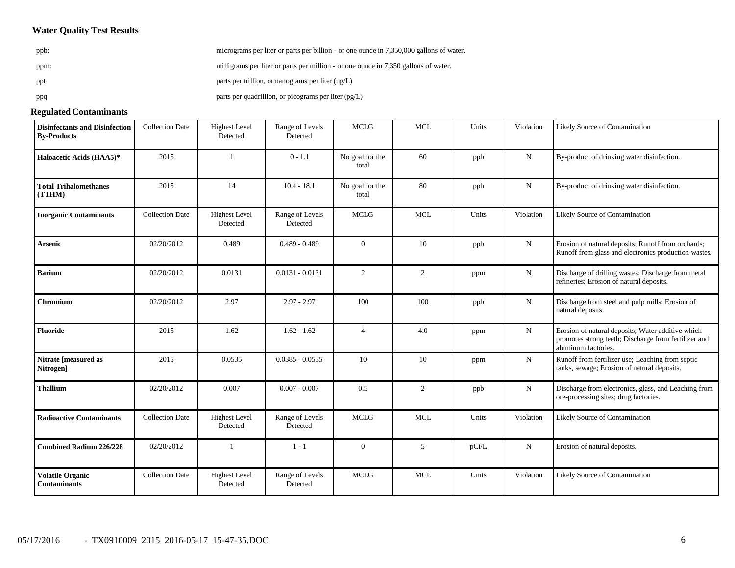**Water Quality Test Results**

| | |
|---|---|
| ppb: | micrograms per liter or parts per billion - or one ounce in 7,350,000 gallons of water. |
| ppm: | milligrams per liter or parts per million - or one ounce in 7,350 gallons of water. |
| ppt | parts per trillion, or nanograms per liter (ng/L) |
| ppq | parts per quadrillion, or picograms per liter (pg/L) |

**Regulated Contaminants**

| **Disinfectants and Disinfection By-Products** | Collection Date | Highest Level Detected | Range of Levels Detected | MCLG | MCL | Units | Violation | Likely Source of Contamination |
|---|---|---|---|---|---|---|---|---|
| **Haloacetic Acids (HAA5)*** | 2015 | 1 | 0 - 1.1 | No goal for the total | 60 | ppb | N | By-product of drinking water disinfection. |
| **Total Trihalomethanes (TTHM)** | 2015 | 14 | 10.4 - 18.1 | No goal for the total | 80 | ppb | N | By-product of drinking water disinfection. |
| **Inorganic Contaminants** | Collection Date | Highest Level Detected | Range of Levels Detected | MCLG | MCL | Units | Violation | Likely Source of Contamination |
| **Arsenic** | 02/20/2012 | 0.489 | 0.489 - 0.489 | 0 | 10 | ppb | N | Erosion of natural deposits; Runoff from orchards; Runoff from glass and electronics production wastes. |
| **Barium** | 02/20/2012 | 0.0131 | 0.0131 - 0.0131 | 2 | 2 | ppm | N | Discharge of drilling wastes; Discharge from metal refineries; Erosion of natural deposits. |
| **Chromium** | 02/20/2012 | 2.97 | 2.97 - 2.97 | 100 | 100 | ppb | N | Discharge from steel and pulp mills; Erosion of natural deposits. |
| **Fluoride** | 2015 | 1.62 | 1.62 - 1.62 | 4 | 4.0 | ppm | N | Erosion of natural deposits; Water additive which promotes strong teeth; Discharge from fertilizer and aluminum factories. |
| **Nitrate [measured as Nitrogen]** | 2015 | 0.0535 | 0.0385 - 0.0535 | 10 | 10 | ppm | N | Runoff from fertilizer use; Leaching from septic tanks, sewage; Erosion of natural deposits. |
| **Thallium** | 02/20/2012 | 0.007 | 0.007 - 0.007 | 0.5 | 2 | ppb | N | Discharge from electronics, glass, and Leaching from ore-processing sites; drug factories. |
| **Radioactive Contaminants** | Collection Date | Highest Level Detected | Range of Levels Detected | MCLG | MCL | Units | Violation | Likely Source of Contamination |
| **Combined Radium 226/228** | 02/20/2012 | 1 | 1 - 1 | 0 | 5 | pCi/L | N | Erosion of natural deposits. |
| **Volatile Organic Contaminants** | Collection Date | Highest Level Detected | Range of Levels Detected | MCLG | MCL | Units | Violation | Likely Source of Contamination |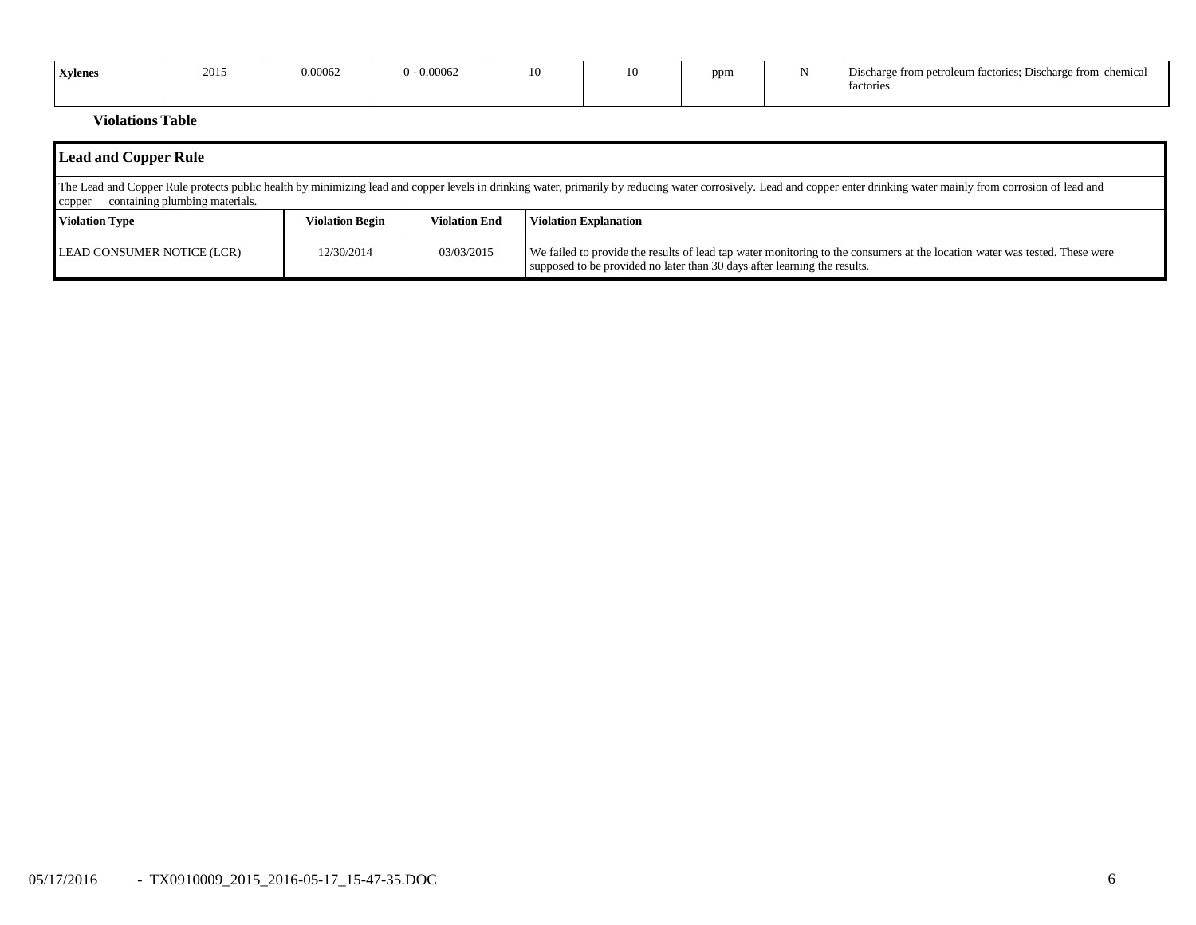| | | | | | | | | |
|---|---|---|---|---|---|---|---|---|
| **Xylenes** | 2015 | 0.00062 | 0 - 0.00062 | 10 | 10 | ppm | N | Discharge from petroleum factories; Discharge from chemical factories. |

**Violations Table**

**Lead and Copper Rule**

The Lead and Copper Rule protects public health by minimizing lead and copper levels in drinking water, primarily by reducing water corrosively. Lead and copper enter drinking water mainly from corrosion of lead and copper containing plumbing materials.

| Violation Type | Violation Begin | Violation End | Violation Explanation |
|---|---|---|---|
| LEAD CONSUMER NOTICE (LCR) | 12/30/2014 | 03/03/2015 | We failed to provide the results of lead tap water monitoring to the consumers at the location water was tested. These were supposed to be provided no later than 30 days after learning the results. |